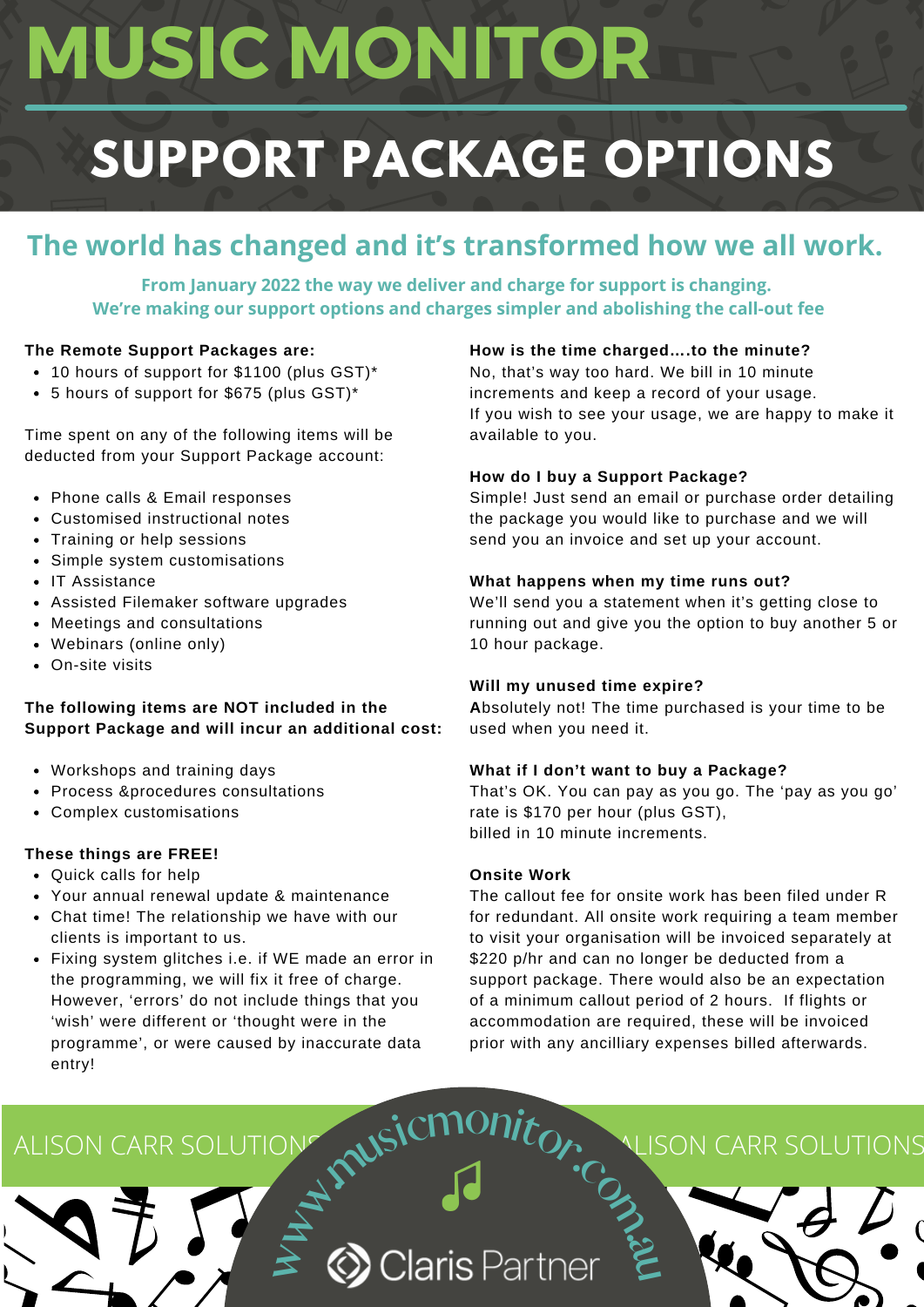# MUSIC MONITOR

## SUPPORT PACKAGE OPTIONS

### The world has changed and it's transformed how we all work.

**From January 2022 the way we deliver and charge for support is changing.**
**We're making our support options and charges simpler and abolishing the call-out fee**

**The Remote Support Packages are:**

- 10 hours of support for $1100 (plus GST)*
- 5 hours of support for $675 (plus GST)*

Time spent on any of the following items will be deducted from your Support Package account:

- Phone calls & Email responses
- Customised instructional notes
- Training or help sessions
- Simple system customisations
- IT Assistance
- Assisted Filemaker software upgrades
- Meetings and consultations
- Webinars (online only)
- On-site visits

**The following items are NOT included in the Support Package and will incur an additional cost:**

- Workshops and training days
- Process &procedures consultations
- Complex customisations

**These things are FREE!**

- Quick calls for help
- Your annual renewal update & maintenance
- Chat time! The relationship we have with our clients is important to us.
- Fixing system glitches i.e. if WE made an error in the programming, we will fix it free of charge. However, 'errors' do not include things that you 'wish' were different or 'thought were in the programme', or were caused by inaccurate data entry!

**How is the time charged....to the minute?**
No, that's way too hard. We bill in 10 minute increments and keep a record of your usage.
If you wish to see your usage, we are happy to make it available to you.

**How do I buy a Support Package?**
Simple! Just send an email or purchase order detailing the package you would like to purchase and we will send you an invoice and set up your account.

**What happens when my time runs out?**
We'll send you a statement when it's getting close to running out and give you the option to buy another 5 or 10 hour package.

**Will my unused time expire?**
**A**bsolutely not! The time purchased is your time to be used when you need it.

**What if I don't want to buy a Package?**
That's OK. You can pay as you go. The 'pay as you go' rate is $170 per hour (plus GST),
billed in 10 minute increments.

**Onsite Work**
The callout fee for onsite work has been filed under R for redundant. All onsite work requiring a team member to visit your organisation will be invoiced separately at $220 p/hr and can no longer be deducted from a support package. There would also be an expectation of a minimum callout period of 2 hours. If flights or accommodation are required, these will be invoiced prior with any ancilliary expenses billed afterwards.

ALISON CARR SOLUTIONS

www.musicmonitor.com.au

Claris Partner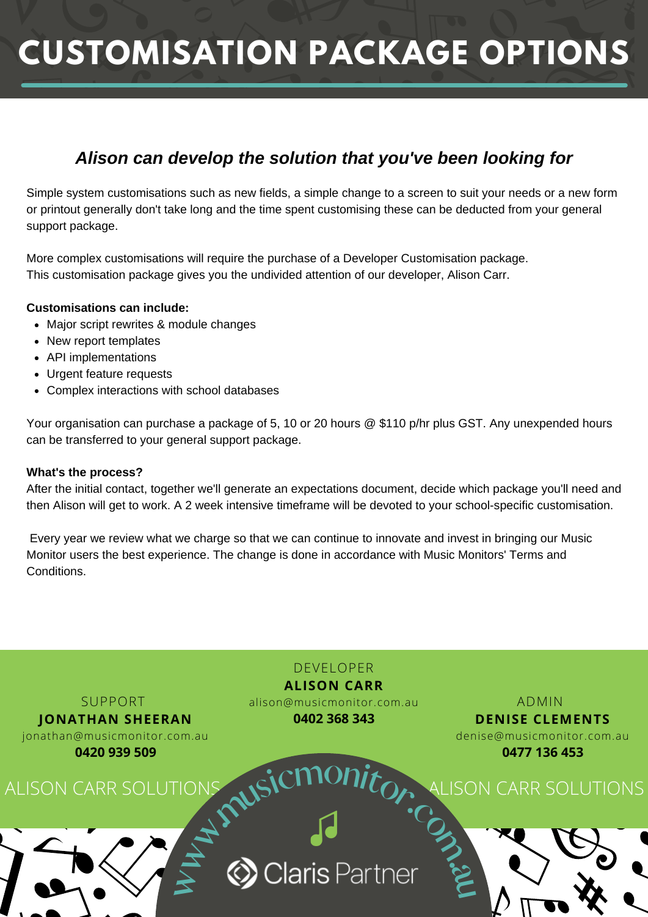# CUSTOMISATION PACKAGE OPTIONS

### *Alison can develop the solution that you've been looking for*

Simple system customisations such as new fields, a simple change to a screen to suit your needs or a new form or printout generally don't take long and the time spent customising these can be deducted from your general support package.

More complex customisations will require the purchase of a Developer Customisation package.
This customisation package gives you the undivided attention of our developer, Alison Carr.

**Customisations can include:**

- Major script rewrites & module changes
- New report templates
- API implementations
- Urgent feature requests
- Complex interactions with school databases

Your organisation can purchase a package of 5, 10 or 20 hours @ $110 p/hr plus GST. Any unexpended hours can be transferred to your general support package.

**What's the process?**
After the initial contact, together we'll generate an expectations document, decide which package you'll need and then Alison will get to work. A 2 week intensive timeframe will be devoted to your school-specific customisation.

Every year we review what we charge so that we can continue to innovate and invest in bringing our Music Monitor users the best experience. The change is done in accordance with Music Monitors' Terms and Conditions.

SUPPORT
**JONATHAN SHEERAN**
jonathan@musicmonitor.com.au
**0420 939 509**

DEVELOPER
**ALISON CARR**
alison@musicmonitor.com.au
**0402 368 343**

ADMIN
**DENISE CLEMENTS**
denise@musicmonitor.com.au
**0477 136 453**

ALISON CARR SOLUTIONS

www.musicmonitor.com.au

Claris Partner

ALISON CARR SOLUTIONS